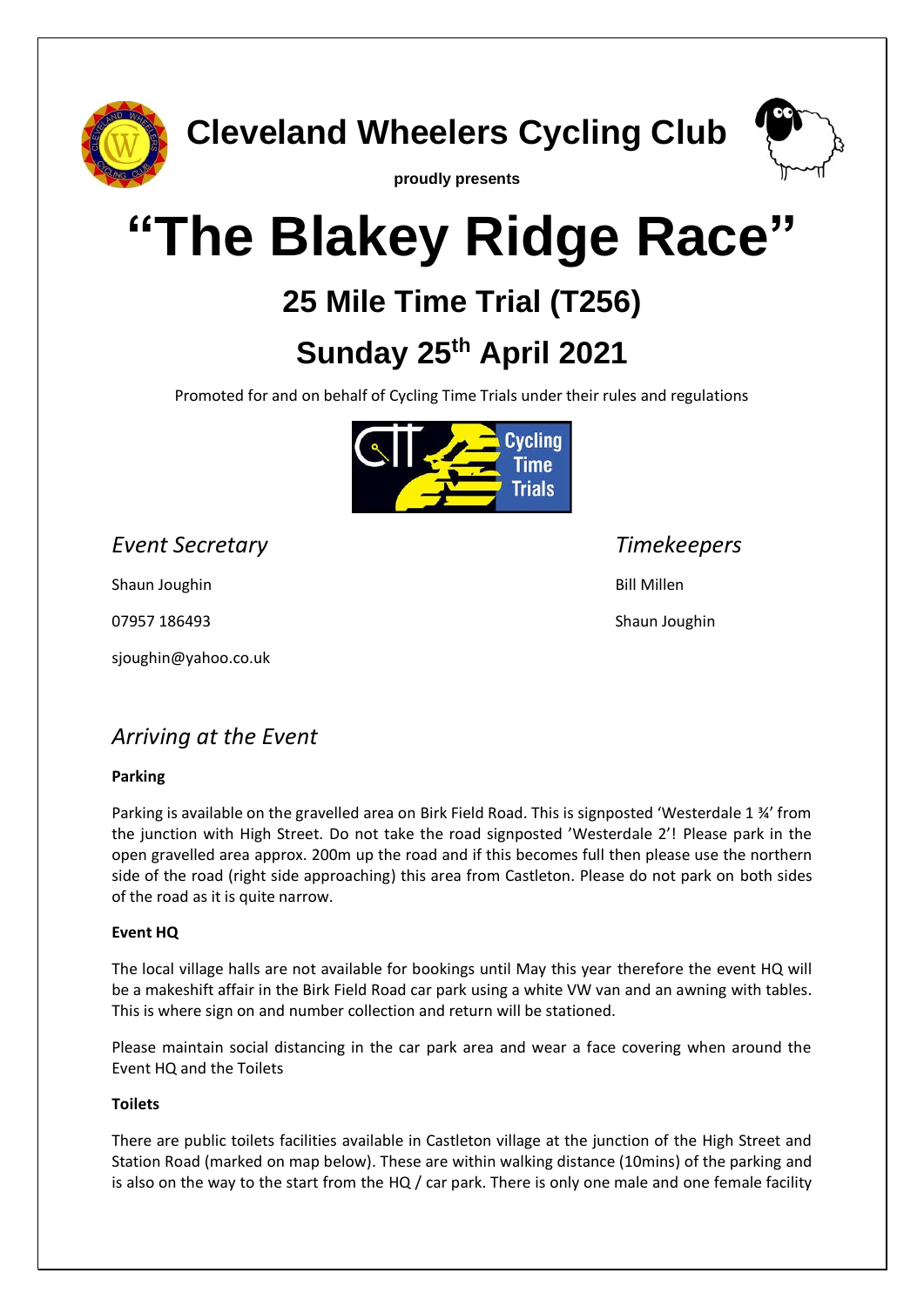# Cleveland Wheelers Cycling Club

**proudly presents**

# "The Blakey Ridge Race"

## 25 Mile Time Trial (T256)

## Sunday 25th April 2021

Promoted for and on behalf of Cycling Time Trials under their rules and regulations

### *Event Secretary*

Shaun Joughin

07957 186493

sjoughin@yahoo.co.uk

### *Timekeepers*

Bill Millen

Shaun Joughin

## *Arriving at the Event*

**Parking**

Parking is available on the gravelled area on Birk Field Road. This is signposted 'Westerdale 1 ¾' from the junction with High Street. Do not take the road signposted 'Westerdale 2'! Please park in the open gravelled area approx. 200m up the road and if this becomes full then please use the northern side of the road (right side approaching) this area from Castleton. Please do not park on both sides of the road as it is quite narrow.

**Event HQ**

The local village halls are not available for bookings until May this year therefore the event HQ will be a makeshift affair in the Birk Field Road car park using a white VW van and an awning with tables. This is where sign on and number collection and return will be stationed.

Please maintain social distancing in the car park area and wear a face covering when around the Event HQ and the Toilets

**Toilets**

There are public toilets facilities available in Castleton village at the junction of the High Street and Station Road (marked on map below). These are within walking distance (10mins) of the parking and is also on the way to the start from the HQ / car park. There is only one male and one female facility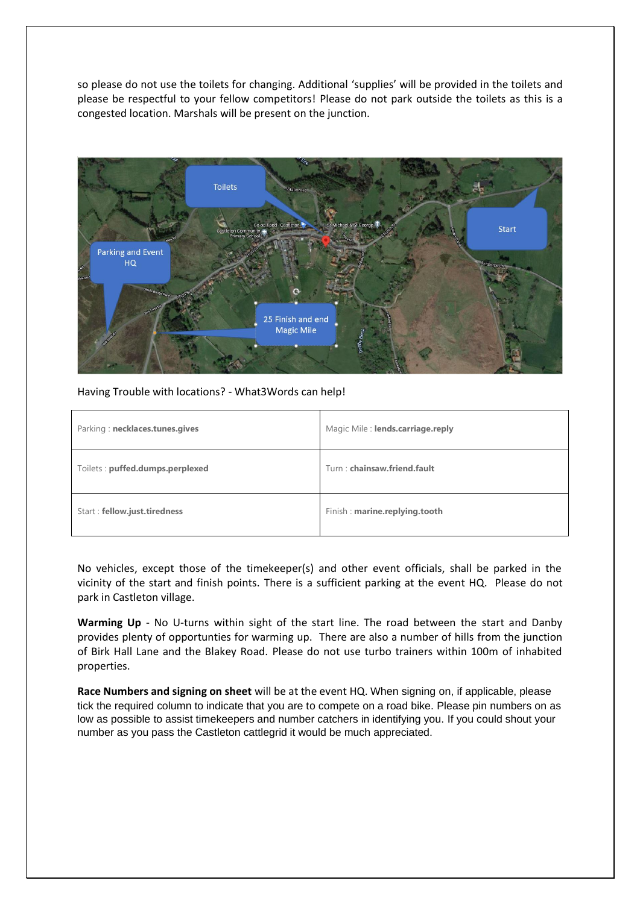so please do not use the toilets for changing. Additional 'supplies' will be provided in the toilets and please be respectful to your fellow competitors! Please do not park outside the toilets as this is a congested location. Marshals will be present on the junction.

Having Trouble with locations? - What3Words can help!

| Parking : **necklaces.tunes.gives** | Magic Mile : **lends.carriage.reply** |
|---|---|
| Toilets : **puffed.dumps.perplexed** | Turn : **chainsaw.friend.fault** |
| Start : **fellow.just.tiredness** | Finish : **marine.replying.tooth** |

No vehicles, except those of the timekeeper(s) and other event officials, shall be parked in the vicinity of the start and finish points. There is a sufficient parking at the event HQ. Please do not park in Castleton village.

**Warming Up** - No U-turns within sight of the start line. The road between the start and Danby provides plenty of opportunties for warming up. There are also a number of hills from the junction of Birk Hall Lane and the Blakey Road. Please do not use turbo trainers within 100m of inhabited properties.

**Race Numbers and signing on sheet** will be at the event HQ. When signing on, if applicable, please tick the required column to indicate that you are to compete on a road bike. Please pin numbers on as low as possible to assist timekeepers and number catchers in identifying you. If you could shout your number as you pass the Castleton cattlegrid it would be much appreciated.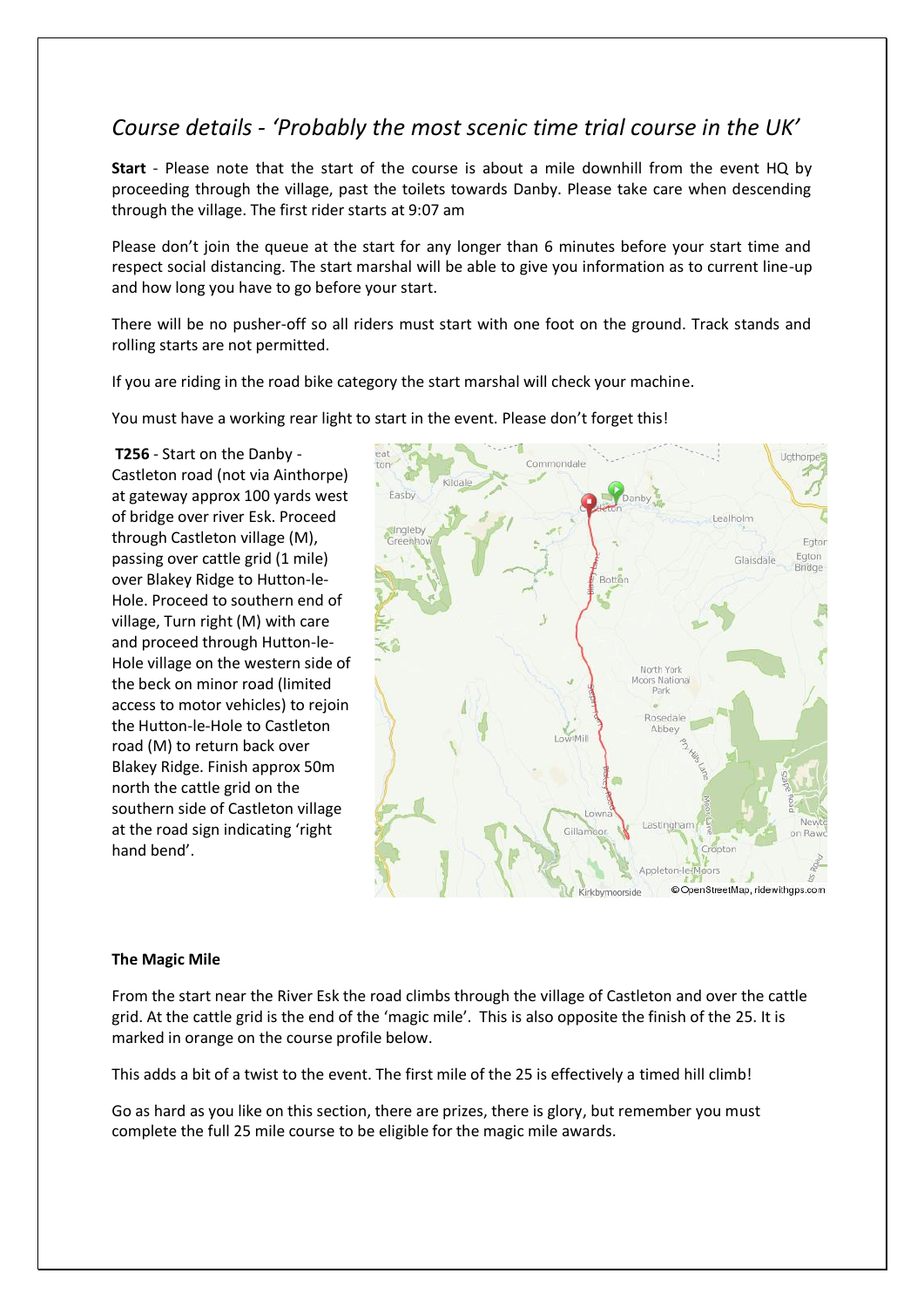## *Course details - 'Probably the most scenic time trial course in the UK'*

**Start** - Please note that the start of the course is about a mile downhill from the event HQ by proceeding through the village, past the toilets towards Danby. Please take care when descending through the village. The first rider starts at 9:07 am

Please don't join the queue at the start for any longer than 6 minutes before your start time and respect social distancing. The start marshal will be able to give you information as to current line-up and how long you have to go before your start.

There will be no pusher-off so all riders must start with one foot on the ground. Track stands and rolling starts are not permitted.

If you are riding in the road bike category the start marshal will check your machine.

You must have a working rear light to start in the event. Please don't forget this!

**T256** - Start on the Danby - Castleton road (not via Ainthorpe) at gateway approx 100 yards west of bridge over river Esk. Proceed through Castleton village (M), passing over cattle grid (1 mile) over Blakey Ridge to Hutton-le-Hole. Proceed to southern end of village, Turn right (M) with care and proceed through Hutton-le-Hole village on the western side of the beck on minor road (limited access to motor vehicles) to rejoin the Hutton-le-Hole to Castleton road (M) to return back over Blakey Ridge. Finish approx 50m north the cattle grid on the southern side of Castleton village at the road sign indicating 'right hand bend'.

### The Magic Mile

From the start near the River Esk the road climbs through the village of Castleton and over the cattle grid. At the cattle grid is the end of the 'magic mile'. This is also opposite the finish of the 25. It is marked in orange on the course profile below.

This adds a bit of a twist to the event. The first mile of the 25 is effectively a timed hill climb!

Go as hard as you like on this section, there are prizes, there is glory, but remember you must complete the full 25 mile course to be eligible for the magic mile awards.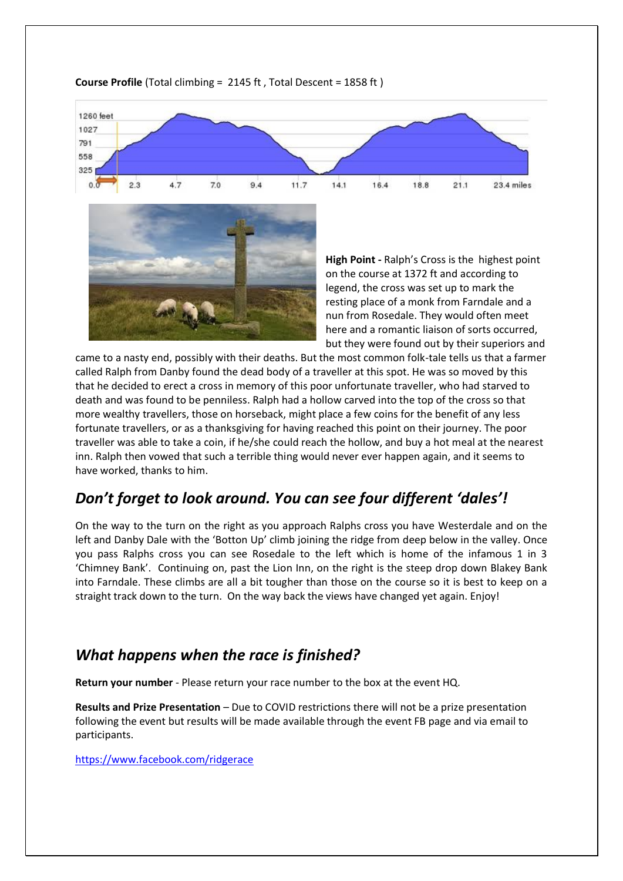**Course Profile** (Total climbing = 2145 ft , Total Descent = 1858 ft )

**High Point -** Ralph's Cross is the highest point on the course at 1372 ft and according to legend, the cross was set up to mark the resting place of a monk from Farndale and a nun from Rosedale. They would often meet here and a romantic liaison of sorts occurred, but they were found out by their superiors and came to a nasty end, possibly with their deaths. But the most common folk-tale tells us that a farmer called Ralph from Danby found the dead body of a traveller at this spot. He was so moved by this that he decided to erect a cross in memory of this poor unfortunate traveller, who had starved to death and was found to be penniless. Ralph had a hollow carved into the top of the cross so that more wealthy travellers, those on horseback, might place a few coins for the benefit of any less fortunate travellers, or as a thanksgiving for having reached this point on their journey. The poor traveller was able to take a coin, if he/she could reach the hollow, and buy a hot meal at the nearest inn. Ralph then vowed that such a terrible thing would never ever happen again, and it seems to have worked, thanks to him.

## *Don't forget to look around. You can see four different 'dales'!*

On the way to the turn on the right as you approach Ralphs cross you have Westerdale and on the left and Danby Dale with the 'Botton Up' climb joining the ridge from deep below in the valley. Once you pass Ralphs cross you can see Rosedale to the left which is home of the infamous 1 in 3 'Chimney Bank'. Continuing on, past the Lion Inn, on the right is the steep drop down Blakey Bank into Farndale. These climbs are all a bit tougher than those on the course so it is best to keep on a straight track down to the turn. On the way back the views have changed yet again. Enjoy!

## *What happens when the race is finished?*

**Return your number** - Please return your race number to the box at the event HQ.

**Results and Prize Presentation** – Due to COVID restrictions there will not be a prize presentation following the event but results will be made available through the event FB page and via email to participants.

https://www.facebook.com/ridgerace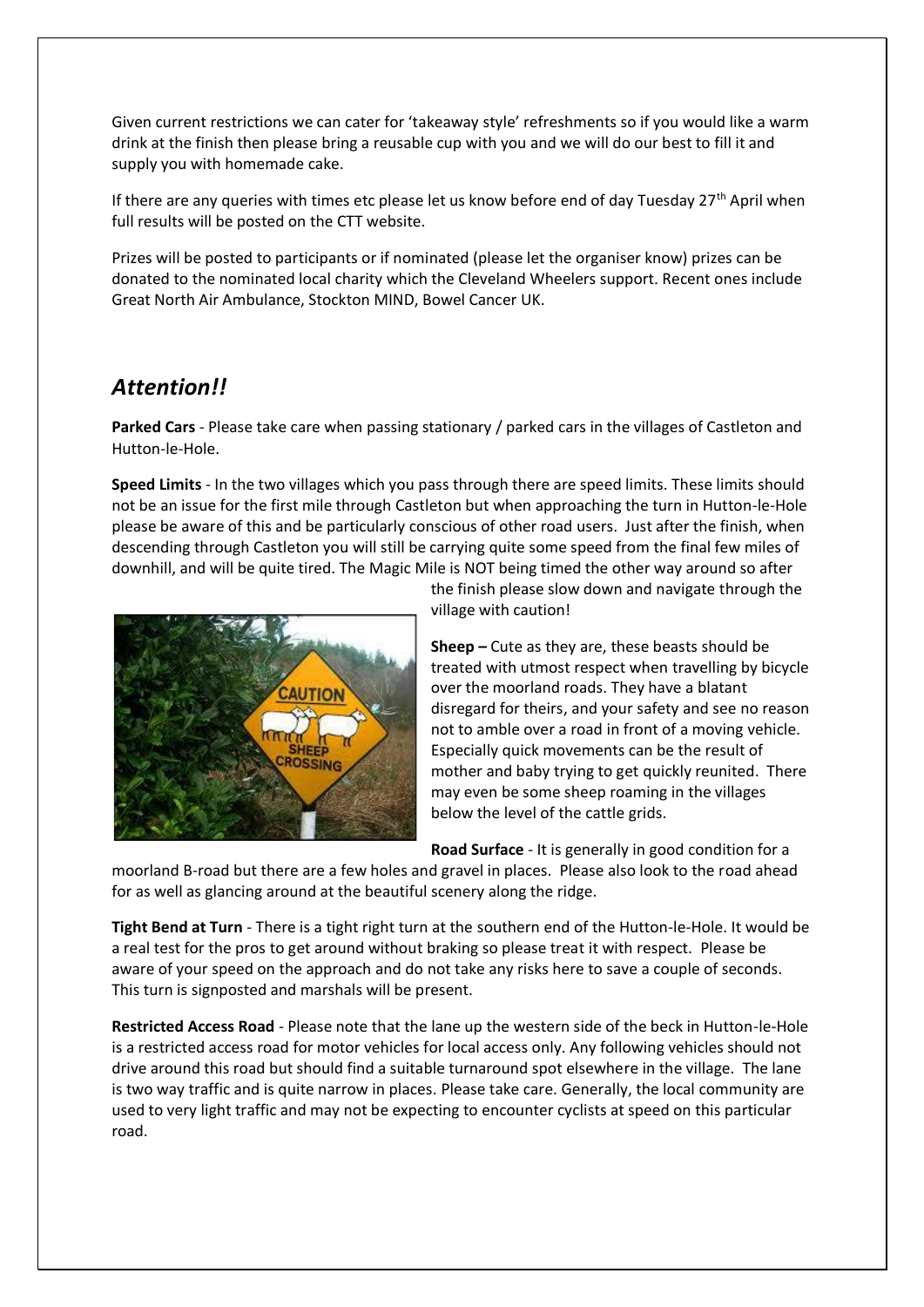Given current restrictions we can cater for 'takeaway style' refreshments so if you would like a warm drink at the finish then please bring a reusable cup with you and we will do our best to fill it and supply you with homemade cake.

If there are any queries with times etc please let us know before end of day Tuesday 27th April when full results will be posted on the CTT website.

Prizes will be posted to participants or if nominated (please let the organiser know) prizes can be donated to the nominated local charity which the Cleveland Wheelers support. Recent ones include Great North Air Ambulance, Stockton MIND, Bowel Cancer UK.

## *Attention!!*

**Parked Cars** - Please take care when passing stationary / parked cars in the villages of Castleton and Hutton-le-Hole.

**Speed Limits** - In the two villages which you pass through there are speed limits. These limits should not be an issue for the first mile through Castleton but when approaching the turn in Hutton-le-Hole please be aware of this and be particularly conscious of other road users. Just after the finish, when descending through Castleton you will still be carrying quite some speed from the final few miles of downhill, and will be quite tired. The Magic Mile is NOT being timed the other way around so after the finish please slow down and navigate through the village with caution!

**Sheep –** Cute as they are, these beasts should be treated with utmost respect when travelling by bicycle over the moorland roads. They have a blatant disregard for theirs, and your safety and see no reason not to amble over a road in front of a moving vehicle. Especially quick movements can be the result of mother and baby trying to get quickly reunited. There may even be some sheep roaming in the villages below the level of the cattle grids.

**Road Surface** - It is generally in good condition for a moorland B-road but there are a few holes and gravel in places. Please also look to the road ahead for as well as glancing around at the beautiful scenery along the ridge.

**Tight Bend at Turn** - There is a tight right turn at the southern end of the Hutton-le-Hole. It would be a real test for the pros to get around without braking so please treat it with respect. Please be aware of your speed on the approach and do not take any risks here to save a couple of seconds. This turn is signposted and marshals will be present.

**Restricted Access Road** - Please note that the lane up the western side of the beck in Hutton-le-Hole is a restricted access road for motor vehicles for local access only. Any following vehicles should not drive around this road but should find a suitable turnaround spot elsewhere in the village. The lane is two way traffic and is quite narrow in places. Please take care. Generally, the local community are used to very light traffic and may not be expecting to encounter cyclists at speed on this particular road.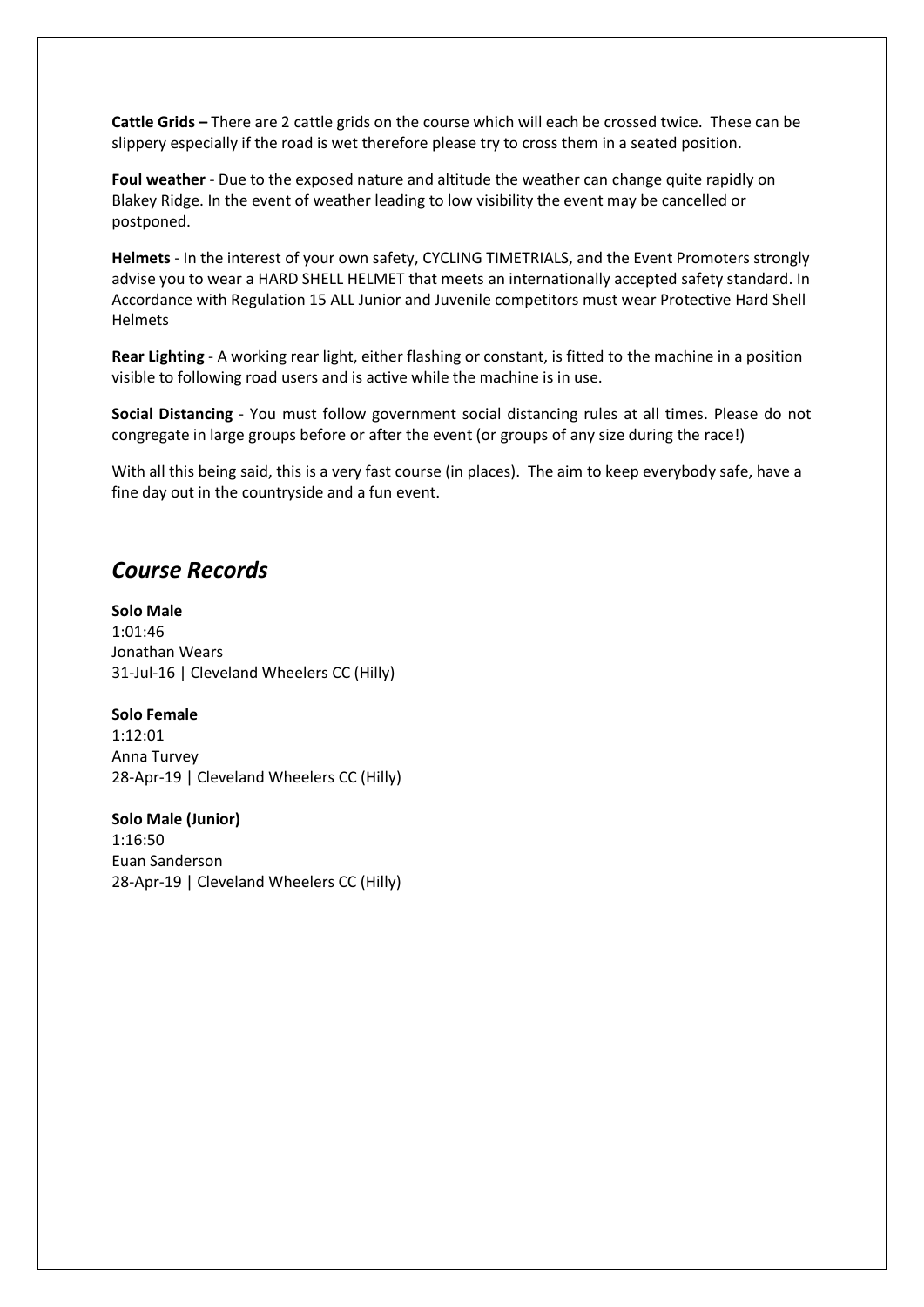**Cattle Grids –** There are 2 cattle grids on the course which will each be crossed twice. These can be slippery especially if the road is wet therefore please try to cross them in a seated position.

**Foul weather** - Due to the exposed nature and altitude the weather can change quite rapidly on Blakey Ridge. In the event of weather leading to low visibility the event may be cancelled or postponed.

**Helmets** - In the interest of your own safety, CYCLING TIMETRIALS, and the Event Promoters strongly advise you to wear a HARD SHELL HELMET that meets an internationally accepted safety standard. In Accordance with Regulation 15 ALL Junior and Juvenile competitors must wear Protective Hard Shell Helmets

**Rear Lighting** - A working rear light, either flashing or constant, is fitted to the machine in a position visible to following road users and is active while the machine is in use.

**Social Distancing** - You must follow government social distancing rules at all times. Please do not congregate in large groups before or after the event (or groups of any size during the race!)

With all this being said, this is a very fast course (in places). The aim to keep everybody safe, have a fine day out in the countryside and a fun event.

## *Course Records*

**Solo Male**
1:01:46
Jonathan Wears
31-Jul-16 | Cleveland Wheelers CC (Hilly)

**Solo Female**
1:12:01
Anna Turvey
28-Apr-19 | Cleveland Wheelers CC (Hilly)

**Solo Male (Junior)**
1:16:50
Euan Sanderson
28-Apr-19 | Cleveland Wheelers CC (Hilly)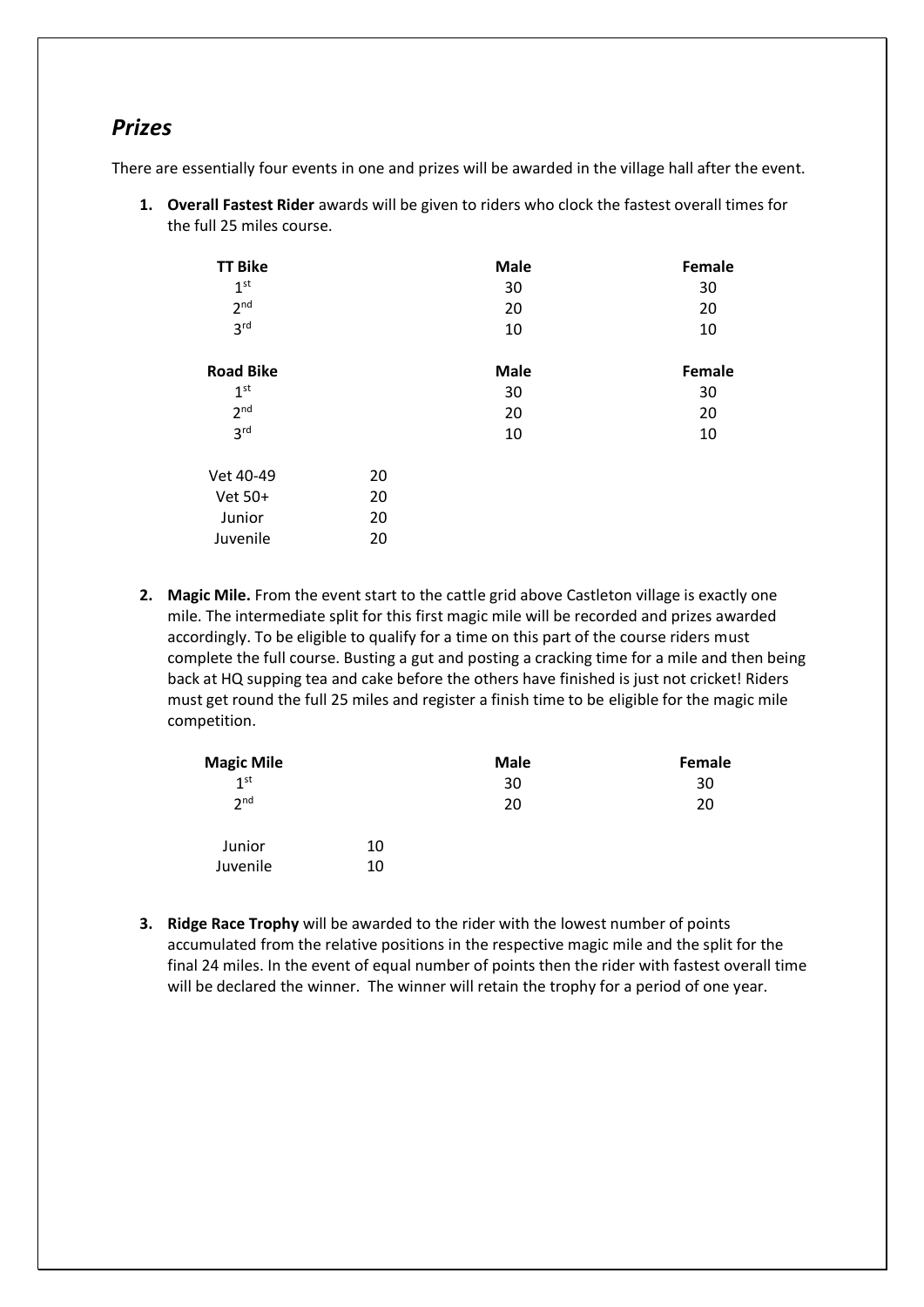## *Prizes*

There are essentially four events in one and prizes will be awarded in the village hall after the event.

1. **Overall Fastest Rider** awards will be given to riders who clock the fastest overall times for the full 25 miles course.

| **TT Bike** | | **Male** | **Female** |
|---|---|---|---|
| 1st | | 30 | 30 |
| 2nd | | 20 | 20 |
| 3rd | | 10 | 10 |
| **Road Bike** | | **Male** | **Female** |
| 1st | | 30 | 30 |
| 2nd | | 20 | 20 |
| 3rd | | 10 | 10 |
| Vet 40-49 | 20 | | |
| Vet 50+ | 20 | | |
| Junior | 20 | | |
| Juvenile | 20 | | |

2. **Magic Mile.** From the event start to the cattle grid above Castleton village is exactly one mile. The intermediate split for this first magic mile will be recorded and prizes awarded accordingly. To be eligible to qualify for a time on this part of the course riders must complete the full course. Busting a gut and posting a cracking time for a mile and then being back at HQ supping tea and cake before the others have finished is just not cricket! Riders must get round the full 25 miles and register a finish time to be eligible for the magic mile competition.

| **Magic Mile** | | **Male** | **Female** |
|---|---|---|---|
| 1st | | 30 | 30 |
| 2nd | | 20 | 20 |
| Junior | 10 | | |
| Juvenile | 10 | | |

3. **Ridge Race Trophy** will be awarded to the rider with the lowest number of points accumulated from the relative positions in the respective magic mile and the split for the final 24 miles. In the event of equal number of points then the rider with fastest overall time will be declared the winner. The winner will retain the trophy for a period of one year.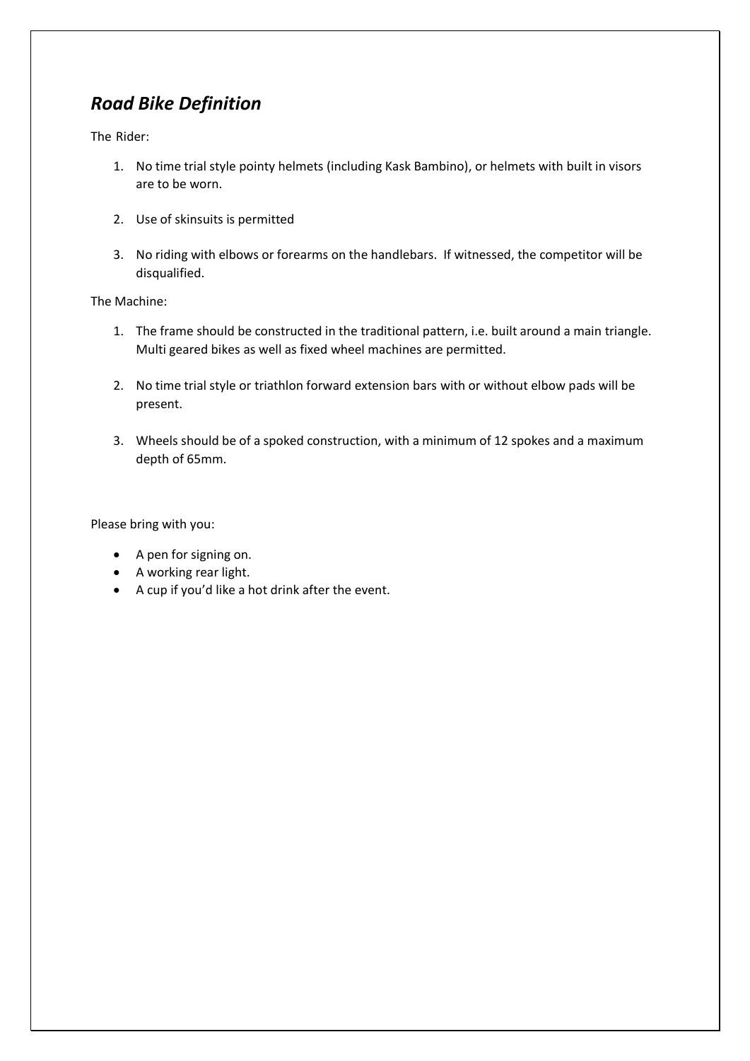## *Road Bike Definition*

The Rider:

1. No time trial style pointy helmets (including Kask Bambino), or helmets with built in visors are to be worn.

2. Use of skinsuits is permitted

3. No riding with elbows or forearms on the handlebars. If witnessed, the competitor will be disqualified.

The Machine:

1. The frame should be constructed in the traditional pattern, i.e. built around a main triangle. Multi geared bikes as well as fixed wheel machines are permitted.

2. No time trial style or triathlon forward extension bars with or without elbow pads will be present.

3. Wheels should be of a spoked construction, with a minimum of 12 spokes and a maximum depth of 65mm.

Please bring with you:

- A pen for signing on.
- A working rear light.
- A cup if you'd like a hot drink after the event.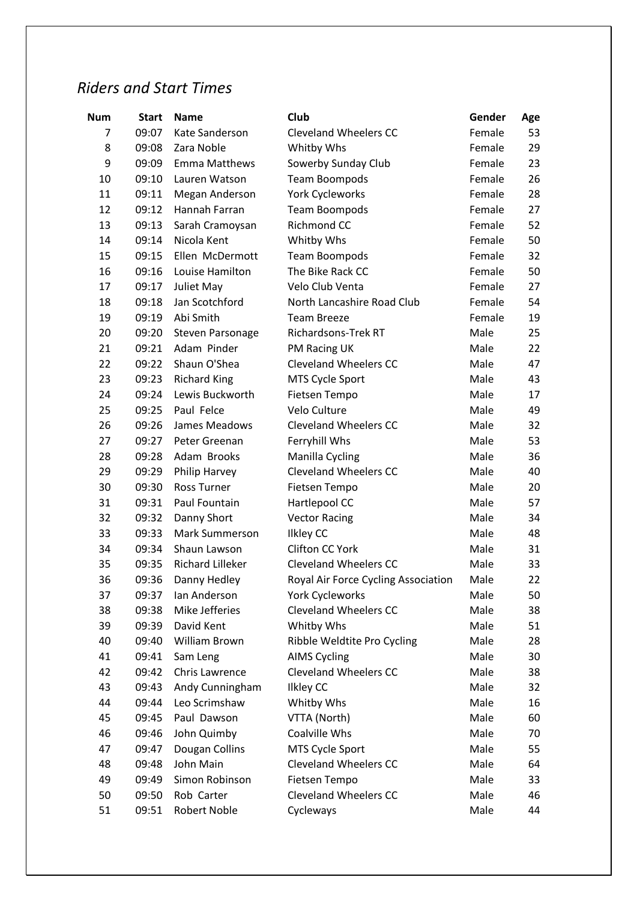## *Riders and Start Times*

| Num | Start | Name | Club | Gender | Age |
|---|---|---|---|---|---|
| 7 | 09:07 | Kate Sanderson | Cleveland Wheelers CC | Female | 53 |
| 8 | 09:08 | Zara Noble | Whitby Whs | Female | 29 |
| 9 | 09:09 | Emma Matthews | Sowerby Sunday Club | Female | 23 |
| 10 | 09:10 | Lauren Watson | Team Boompods | Female | 26 |
| 11 | 09:11 | Megan Anderson | York Cycleworks | Female | 28 |
| 12 | 09:12 | Hannah Farran | Team Boompods | Female | 27 |
| 13 | 09:13 | Sarah Cramoysan | Richmond CC | Female | 52 |
| 14 | 09:14 | Nicola Kent | Whitby Whs | Female | 50 |
| 15 | 09:15 | Ellen McDermott | Team Boompods | Female | 32 |
| 16 | 09:16 | Louise Hamilton | The Bike Rack CC | Female | 50 |
| 17 | 09:17 | Juliet May | Velo Club Venta | Female | 27 |
| 18 | 09:18 | Jan Scotchford | North Lancashire Road Club | Female | 54 |
| 19 | 09:19 | Abi Smith | Team Breeze | Female | 19 |
| 20 | 09:20 | Steven Parsonage | Richardsons-Trek RT | Male | 25 |
| 21 | 09:21 | Adam Pinder | PM Racing UK | Male | 22 |
| 22 | 09:22 | Shaun O'Shea | Cleveland Wheelers CC | Male | 47 |
| 23 | 09:23 | Richard King | MTS Cycle Sport | Male | 43 |
| 24 | 09:24 | Lewis Buckworth | Fietsen Tempo | Male | 17 |
| 25 | 09:25 | Paul Felce | Velo Culture | Male | 49 |
| 26 | 09:26 | James Meadows | Cleveland Wheelers CC | Male | 32 |
| 27 | 09:27 | Peter Greenan | Ferryhill Whs | Male | 53 |
| 28 | 09:28 | Adam Brooks | Manilla Cycling | Male | 36 |
| 29 | 09:29 | Philip Harvey | Cleveland Wheelers CC | Male | 40 |
| 30 | 09:30 | Ross Turner | Fietsen Tempo | Male | 20 |
| 31 | 09:31 | Paul Fountain | Hartlepool CC | Male | 57 |
| 32 | 09:32 | Danny Short | Vector Racing | Male | 34 |
| 33 | 09:33 | Mark Summerson | Ilkley CC | Male | 48 |
| 34 | 09:34 | Shaun Lawson | Clifton CC York | Male | 31 |
| 35 | 09:35 | Richard Lilleker | Cleveland Wheelers CC | Male | 33 |
| 36 | 09:36 | Danny Hedley | Royal Air Force Cycling Association | Male | 22 |
| 37 | 09:37 | Ian Anderson | York Cycleworks | Male | 50 |
| 38 | 09:38 | Mike Jefferies | Cleveland Wheelers CC | Male | 38 |
| 39 | 09:39 | David Kent | Whitby Whs | Male | 51 |
| 40 | 09:40 | William Brown | Ribble Weldtite Pro Cycling | Male | 28 |
| 41 | 09:41 | Sam Leng | AIMS Cycling | Male | 30 |
| 42 | 09:42 | Chris Lawrence | Cleveland Wheelers CC | Male | 38 |
| 43 | 09:43 | Andy Cunningham | Ilkley CC | Male | 32 |
| 44 | 09:44 | Leo Scrimshaw | Whitby Whs | Male | 16 |
| 45 | 09:45 | Paul Dawson | VTTA (North) | Male | 60 |
| 46 | 09:46 | John Quimby | Coalville Whs | Male | 70 |
| 47 | 09:47 | Dougan Collins | MTS Cycle Sport | Male | 55 |
| 48 | 09:48 | John Main | Cleveland Wheelers CC | Male | 64 |
| 49 | 09:49 | Simon Robinson | Fietsen Tempo | Male | 33 |
| 50 | 09:50 | Rob Carter | Cleveland Wheelers CC | Male | 46 |
| 51 | 09:51 | Robert Noble | Cycleways | Male | 44 |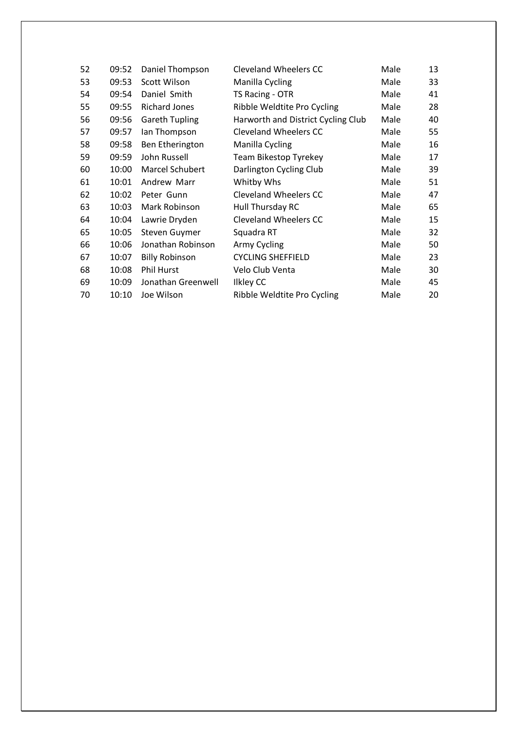| | | | | | |
|---|---|---|---|---|---|
| 52 | 09:52 | Daniel Thompson | Cleveland Wheelers CC | Male | 13 |
| 53 | 09:53 | Scott Wilson | Manilla Cycling | Male | 33 |
| 54 | 09:54 | Daniel Smith | TS Racing - OTR | Male | 41 |
| 55 | 09:55 | Richard Jones | Ribble Weldtite Pro Cycling | Male | 28 |
| 56 | 09:56 | Gareth Tupling | Harworth and District Cycling Club | Male | 40 |
| 57 | 09:57 | Ian Thompson | Cleveland Wheelers CC | Male | 55 |
| 58 | 09:58 | Ben Etherington | Manilla Cycling | Male | 16 |
| 59 | 09:59 | John Russell | Team Bikestop Tyrekey | Male | 17 |
| 60 | 10:00 | Marcel Schubert | Darlington Cycling Club | Male | 39 |
| 61 | 10:01 | Andrew Marr | Whitby Whs | Male | 51 |
| 62 | 10:02 | Peter Gunn | Cleveland Wheelers CC | Male | 47 |
| 63 | 10:03 | Mark Robinson | Hull Thursday RC | Male | 65 |
| 64 | 10:04 | Lawrie Dryden | Cleveland Wheelers CC | Male | 15 |
| 65 | 10:05 | Steven Guymer | Squadra RT | Male | 32 |
| 66 | 10:06 | Jonathan Robinson | Army Cycling | Male | 50 |
| 67 | 10:07 | Billy Robinson | CYCLING SHEFFIELD | Male | 23 |
| 68 | 10:08 | Phil Hurst | Velo Club Venta | Male | 30 |
| 69 | 10:09 | Jonathan Greenwell | Ilkley CC | Male | 45 |
| 70 | 10:10 | Joe Wilson | Ribble Weldtite Pro Cycling | Male | 20 |